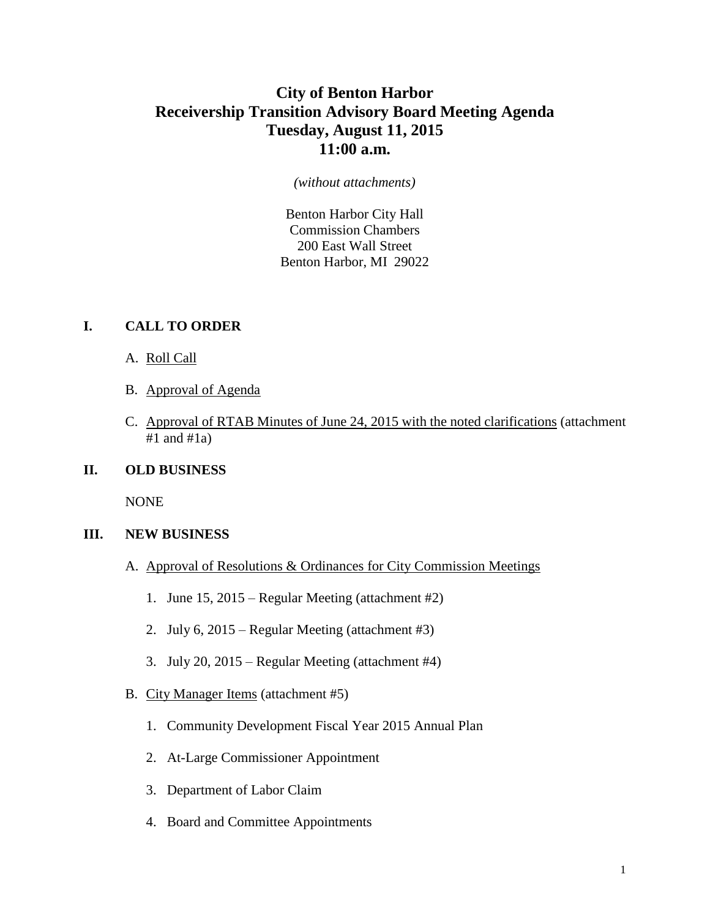# City of Benton Harbor
# Receivership Transition Advisory Board Meeting Agenda
# Tuesday, August 11, 2015
# 11:00 a.m.

*(without attachments)*

Benton Harbor City Hall
Commission Chambers
200 East Wall Street
Benton Harbor, MI 29022

## I. CALL TO ORDER

A. Roll Call

B. Approval of Agenda

C. Approval of RTAB Minutes of June 24, 2015 with the noted clarifications (attachment #1 and #1a)

## II. OLD BUSINESS

NONE

## III. NEW BUSINESS

A. Approval of Resolutions & Ordinances for City Commission Meetings

1. June 15, 2015 – Regular Meeting (attachment #2)
2. July 6, 2015 – Regular Meeting (attachment #3)
3. July 20, 2015 – Regular Meeting (attachment #4)

B. City Manager Items (attachment #5)

1. Community Development Fiscal Year 2015 Annual Plan
2. At-Large Commissioner Appointment
3. Department of Labor Claim
4. Board and Committee Appointments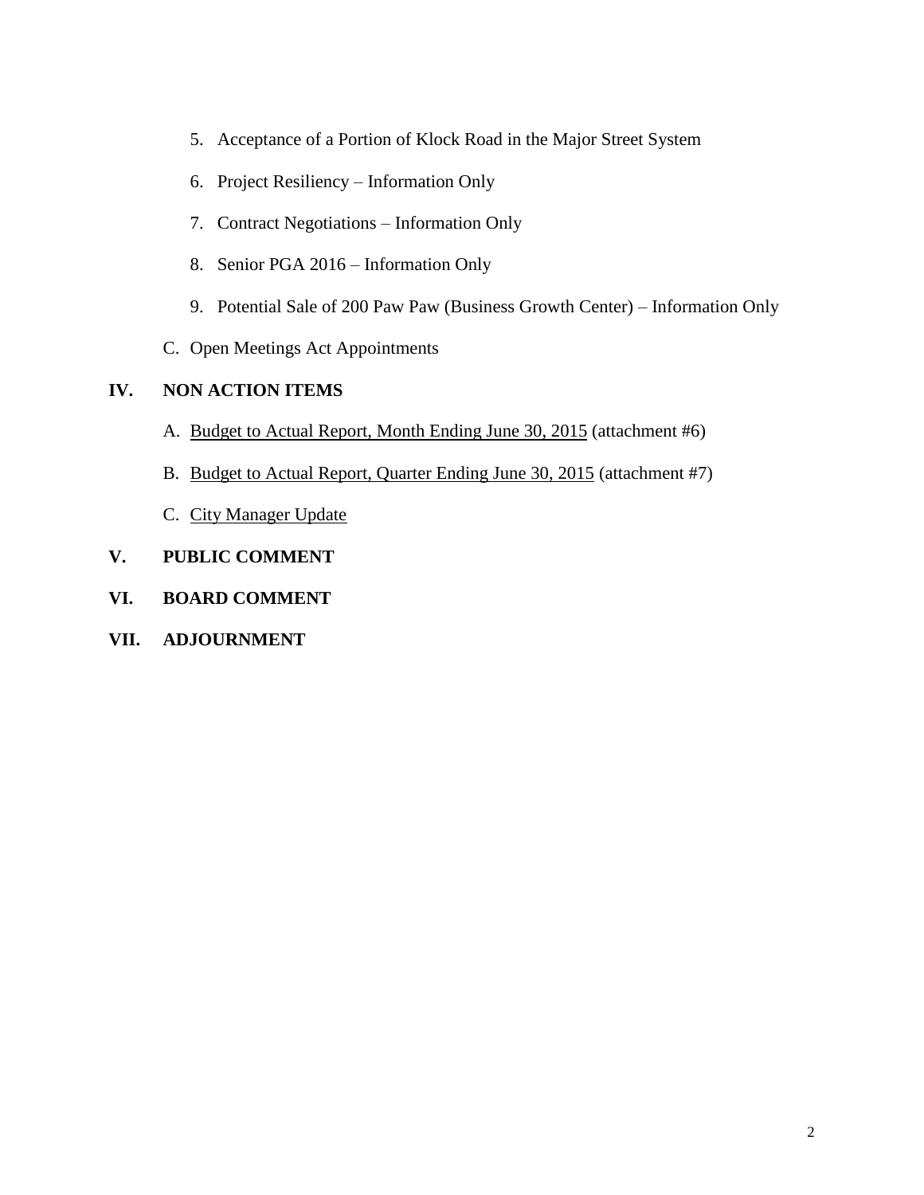5. Acceptance of a Portion of Klock Road in the Major Street System
6. Project Resiliency – Information Only
7. Contract Negotiations – Information Only
8. Senior PGA 2016 – Information Only
9. Potential Sale of 200 Paw Paw (Business Growth Center) – Information Only

C. Open Meetings Act Appointments

## IV. NON ACTION ITEMS

A. Budget to Actual Report, Month Ending June 30, 2015 (attachment #6)

B. Budget to Actual Report, Quarter Ending June 30, 2015 (attachment #7)

C. City Manager Update

## V. PUBLIC COMMENT

## VI. BOARD COMMENT

## VII. ADJOURNMENT